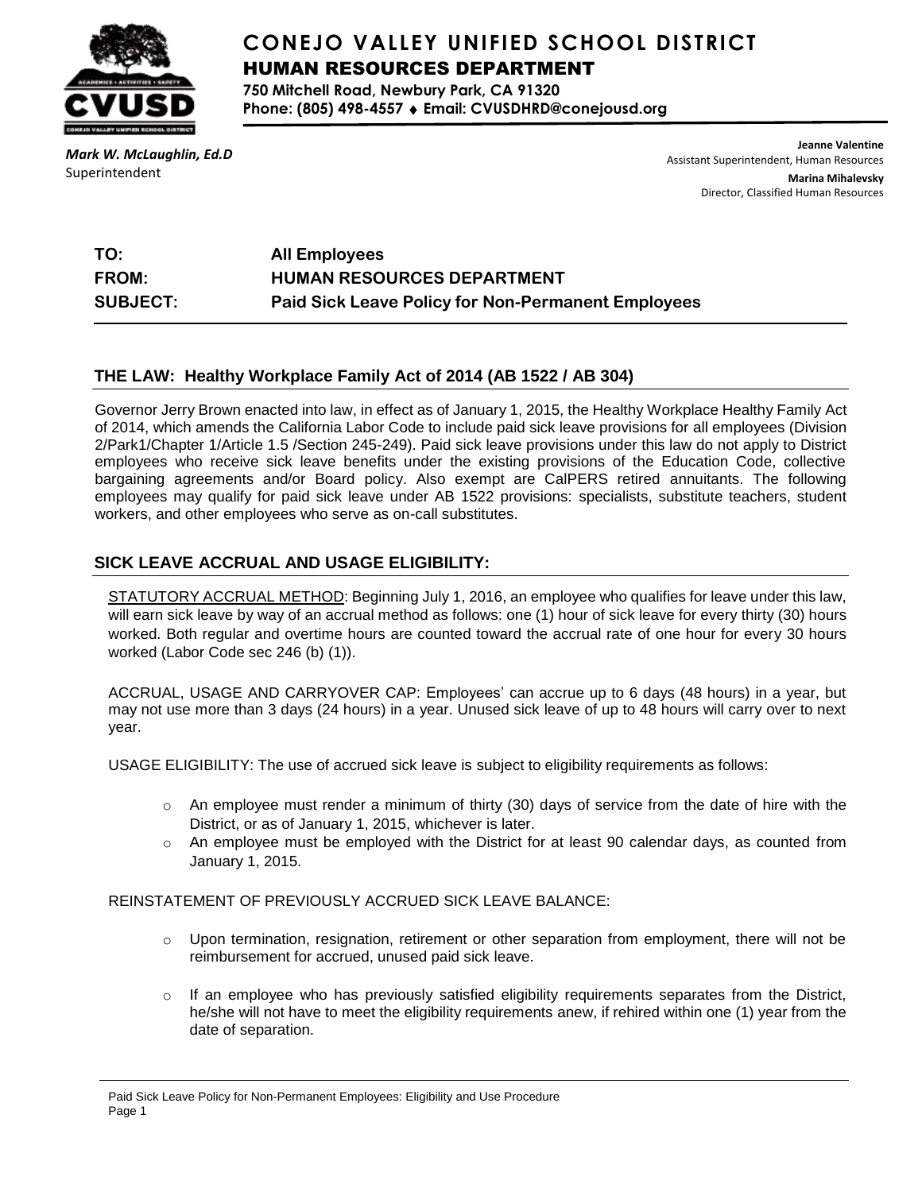# CONEJO VALLEY UNIFIED SCHOOL DISTRICT

## HUMAN RESOURCES DEPARTMENT

**750 Mitchell Road, Newbury Park, CA 91320**
**Phone: (805) 498-4557 ♦ Email: CVUSDHRD@conejousd.org**

*Mark W. McLaughlin, Ed.D*
Superintendent

**Jeanne Valentine**
Assistant Superintendent, Human Resources

**Marina Mihalevsky**
Director, Classified Human Resources

| | |
|---|---|
| **TO:** | **All Employees** |
| **FROM:** | **HUMAN RESOURCES DEPARTMENT** |
| **SUBJECT:** | **Paid Sick Leave Policy for Non-Permanent Employees** |

## THE LAW: Healthy Workplace Family Act of 2014 (AB 1522 / AB 304)

Governor Jerry Brown enacted into law, in effect as of January 1, 2015, the Healthy Workplace Healthy Family Act of 2014, which amends the California Labor Code to include paid sick leave provisions for all employees (Division 2/Park1/Chapter 1/Article 1.5 /Section 245-249). Paid sick leave provisions under this law do not apply to District employees who receive sick leave benefits under the existing provisions of the Education Code, collective bargaining agreements and/or Board policy. Also exempt are CalPERS retired annuitants. The following employees may qualify for paid sick leave under AB 1522 provisions: specialists, substitute teachers, student workers, and other employees who serve as on-call substitutes.

## SICK LEAVE ACCRUAL AND USAGE ELIGIBILITY:

STATUTORY ACCRUAL METHOD: Beginning July 1, 2016, an employee who qualifies for leave under this law, will earn sick leave by way of an accrual method as follows: one (1) hour of sick leave for every thirty (30) hours worked. Both regular and overtime hours are counted toward the accrual rate of one hour for every 30 hours worked (Labor Code sec 246 (b) (1)).

ACCRUAL, USAGE AND CARRYOVER CAP: Employees' can accrue up to 6 days (48 hours) in a year, but may not use more than 3 days (24 hours) in a year. Unused sick leave of up to 48 hours will carry over to next year.

USAGE ELIGIBILITY: The use of accrued sick leave is subject to eligibility requirements as follows:

- An employee must render a minimum of thirty (30) days of service from the date of hire with the District, or as of January 1, 2015, whichever is later.
- An employee must be employed with the District for at least 90 calendar days, as counted from January 1, 2015.

REINSTATEMENT OF PREVIOUSLY ACCRUED SICK LEAVE BALANCE:

- Upon termination, resignation, retirement or other separation from employment, there will not be reimbursement for accrued, unused paid sick leave.
- If an employee who has previously satisfied eligibility requirements separates from the District, he/she will not have to meet the eligibility requirements anew, if rehired within one (1) year from the date of separation.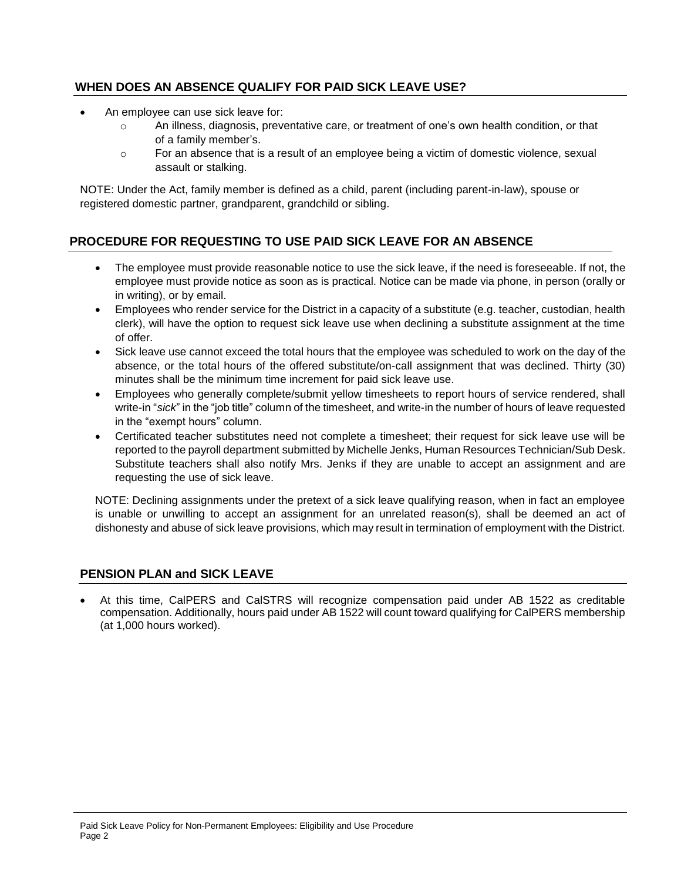## WHEN DOES AN ABSENCE QUALIFY FOR PAID SICK LEAVE USE?

- An employee can use sick leave for:
  - An illness, diagnosis, preventative care, or treatment of one's own health condition, or that of a family member's.
  - For an absence that is a result of an employee being a victim of domestic violence, sexual assault or stalking.

NOTE: Under the Act, family member is defined as a child, parent (including parent-in-law), spouse or registered domestic partner, grandparent, grandchild or sibling.

## PROCEDURE FOR REQUESTING TO USE PAID SICK LEAVE FOR AN ABSENCE

- The employee must provide reasonable notice to use the sick leave, if the need is foreseeable. If not, the employee must provide notice as soon as is practical. Notice can be made via phone, in person (orally or in writing), or by email.
- Employees who render service for the District in a capacity of a substitute (e.g. teacher, custodian, health clerk), will have the option to request sick leave use when declining a substitute assignment at the time of offer.
- Sick leave use cannot exceed the total hours that the employee was scheduled to work on the day of the absence, or the total hours of the offered substitute/on-call assignment that was declined. Thirty (30) minutes shall be the minimum time increment for paid sick leave use.
- Employees who generally complete/submit yellow timesheets to report hours of service rendered, shall write-in "*sick*" in the "job title" column of the timesheet, and write-in the number of hours of leave requested in the "exempt hours" column.
- Certificated teacher substitutes need not complete a timesheet; their request for sick leave use will be reported to the payroll department submitted by Michelle Jenks, Human Resources Technician/Sub Desk. Substitute teachers shall also notify Mrs. Jenks if they are unable to accept an assignment and are requesting the use of sick leave.

NOTE: Declining assignments under the pretext of a sick leave qualifying reason, when in fact an employee is unable or unwilling to accept an assignment for an unrelated reason(s), shall be deemed an act of dishonesty and abuse of sick leave provisions, which may result in termination of employment with the District.

## PENSION PLAN and SICK LEAVE

- At this time, CalPERS and CalSTRS will recognize compensation paid under AB 1522 as creditable compensation. Additionally, hours paid under AB 1522 will count toward qualifying for CalPERS membership (at 1,000 hours worked).